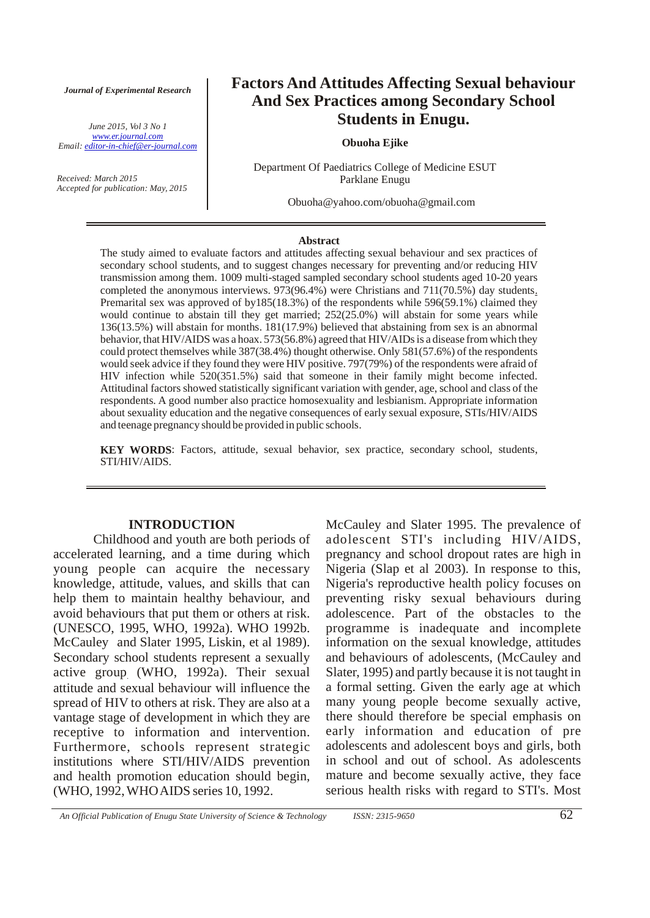*Journal of Experimental Research*

*June 2015, Vol 3 No 1*
*www.er.journal.com*
*Email: editor-in-chief@er-journal.com*

*Received: March 2015*
*Accepted for publication: May, 2015*

# Factors And Attitudes Affecting Sexual behaviour And Sex Practices among Secondary School Students in Enugu.

**Obuoha Ejike**

Department Of Paediatrics College of Medicine ESUT Parklane Enugu

Obuoha@yahoo.com/obuoha@gmail.com

## Abstract

The study aimed to evaluate factors and attitudes affecting sexual behaviour and sex practices of secondary school students, and to suggest changes necessary for preventing and/or reducing HIV transmission among them. 1009 multi-staged sampled secondary school students aged 10-20 years completed the anonymous interviews. 973(96.4%) were Christians and 711(70.5%) day students. Premarital sex was approved of by185(18.3%) of the respondents while 596(59.1%) claimed they would continue to abstain till they get married; 252(25.0%) will abstain for some years while 136(13.5%) will abstain for months. 181(17.9%) believed that abstaining from sex is an abnormal behavior, that HIV/AIDS was a hoax. 573(56.8%) agreed that HIV/AIDs is a disease from which they could protect themselves while 387(38.4%) thought otherwise. Only 581(57.6%) of the respondents would seek advice if they found they were HIV positive. 797(79%) of the respondents were afraid of HIV infection while 520(351.5%) said that someone in their family might become infected. Attitudinal factors showed statistically significant variation with gender, age, school and class of the respondents. A good number also practice homosexuality and lesbianism. Appropriate information about sexuality education and the negative consequences of early sexual exposure, STIs/HIV/AIDS and teenage pregnancy should be provided in public schools.

**KEY WORDS**: Factors, attitude, sexual behavior, sex practice, secondary school, students, STI/HIV/AIDS.

## INTRODUCTION

Childhood and youth are both periods of accelerated learning, and a time during which young people can acquire the necessary knowledge, attitude, values, and skills that can help them to maintain healthy behaviour, and avoid behaviours that put them or others at risk. (UNESCO, 1995, WHO, 1992a). WHO 1992b. McCauley and Slater 1995, Liskin, et al 1989). Secondary school students represent a sexually active group (WHO, 1992a). Their sexual attitude and sexual behaviour will influence the spread of HIV to others at risk. They are also at a vantage stage of development in which they are receptive to information and intervention. Furthermore, schools represent strategic institutions where STI/HIV/AIDS prevention and health promotion education should begin, (WHO, 1992, WHO AIDS series 10, 1992. McCauley and Slater 1995. The prevalence of adolescent STI's including HIV/AIDS, pregnancy and school dropout rates are high in Nigeria (Slap et al 2003). In response to this, Nigeria's reproductive health policy focuses on preventing risky sexual behaviours during adolescence. Part of the obstacles to the programme is inadequate and incomplete information on the sexual knowledge, attitudes and behaviours of adolescents, (McCauley and Slater, 1995) and partly because it is not taught in a formal setting. Given the early age at which many young people become sexually active, there should therefore be special emphasis on early information and education of pre adolescents and adolescent boys and girls, both in school and out of school. As adolescents mature and become sexually active, they face serious health risks with regard to STI's. Most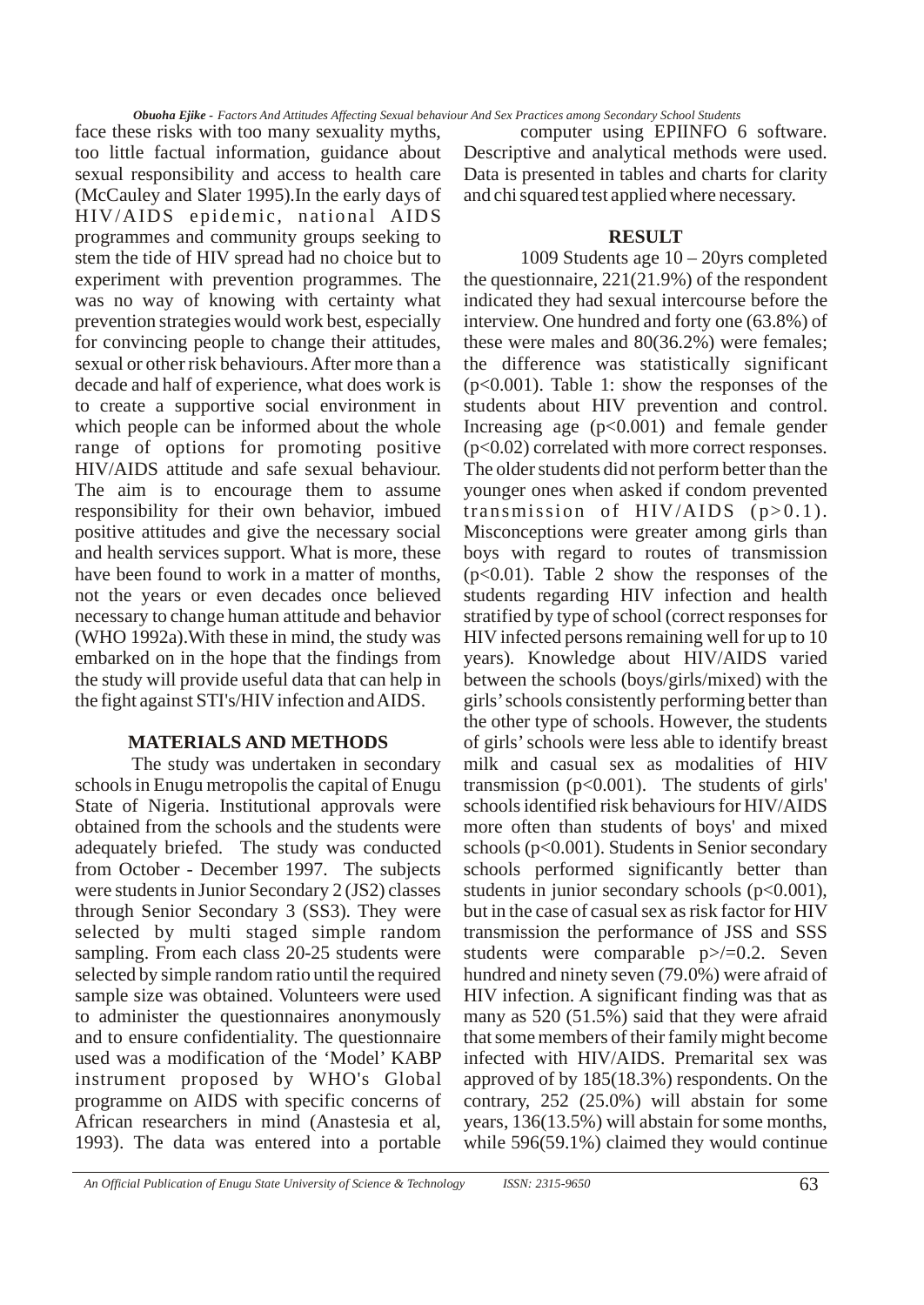face these risks with too many sexuality myths, too little factual information, guidance about sexual responsibility and access to health care (McCauley and Slater 1995).In the early days of HIV/AIDS epidemic, national AIDS programmes and community groups seeking to stem the tide of HIV spread had no choice but to experiment with prevention programmes. The was no way of knowing with certainty what prevention strategies would work best, especially for convincing people to change their attitudes, sexual or other risk behaviours. After more than a decade and half of experience, what does work is to create a supportive social environment in which people can be informed about the whole range of options for promoting positive HIV/AIDS attitude and safe sexual behaviour. The aim is to encourage them to assume responsibility for their own behavior, imbued positive attitudes and give the necessary social and health services support. What is more, these have been found to work in a matter of months, not the years or even decades once believed necessary to change human attitude and behavior (WHO 1992a).With these in mind, the study was embarked on in the hope that the findings from the study will provide useful data that can help in the fight against STI's/HIV infection and AIDS.

## MATERIALS AND METHODS

The study was undertaken in secondary schools in Enugu metropolis the capital of Enugu State of Nigeria. Institutional approvals were obtained from the schools and the students were adequately briefed. The study was conducted from October - December 1997. The subjects were students in Junior Secondary 2 (JS2) classes through Senior Secondary 3 (SS3). They were selected by multi staged simple random sampling. From each class 20-25 students were selected by simple random ratio until the required sample size was obtained. Volunteers were used to administer the questionnaires anonymously and to ensure confidentiality. The questionnaire used was a modification of the 'Model' KABP instrument proposed by WHO's Global programme on AIDS with specific concerns of African researchers in mind (Anastesia et al, 1993). The data was entered into a portable computer using EPIINFO 6 software. Descriptive and analytical methods were used. Data is presented in tables and charts for clarity and chi squared test applied where necessary.

## RESULT

1009 Students age 10 – 20yrs completed the questionnaire, 221(21.9%) of the respondent indicated they had sexual intercourse before the interview. One hundred and forty one (63.8%) of these were males and 80(36.2%) were females; the difference was statistically significant ($p<0.001$). Table 1: show the responses of the students about HIV prevention and control. Increasing age ($p<0.001$) and female gender ($p<0.02$) correlated with more correct responses. The older students did not perform better than the younger ones when asked if condom prevented transmission of HIV/AIDS ($p>0.1$). Misconceptions were greater among girls than boys with regard to routes of transmission ($p<0.01$). Table 2 show the responses of the students regarding HIV infection and health stratified by type of school (correct responses for HIV infected persons remaining well for up to 10 years). Knowledge about HIV/AIDS varied between the schools (boys/girls/mixed) with the girls' schools consistently performing better than the other type of schools. However, the students of girls' schools were less able to identify breast milk and casual sex as modalities of HIV transmission ($p<0.001$). The students of girls' schools identified risk behaviours for HIV/AIDS more often than students of boys' and mixed schools ($p<0.001$). Students in Senior secondary schools performed significantly better than students in junior secondary schools ($p<0.001$), but in the case of casual sex as risk factor for HIV transmission the performance of JSS and SSS students were comparable $p\geq 0.2$. Seven hundred and ninety seven (79.0%) were afraid of HIV infection. A significant finding was that as many as 520 (51.5%) said that they were afraid that some members of their family might become infected with HIV/AIDS. Premarital sex was approved of by 185(18.3%) respondents. On the contrary, 252 (25.0%) will abstain for some years, 136(13.5%) will abstain for some months, while 596(59.1%) claimed they would continue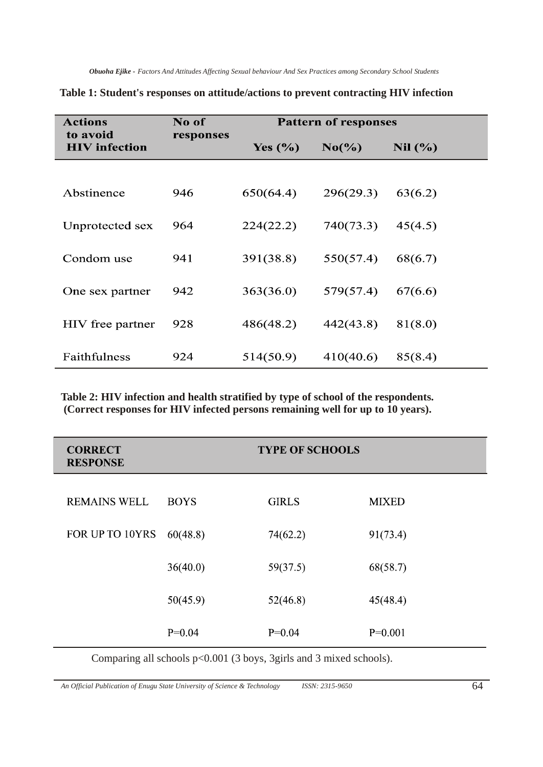**Table 1: Student's responses on attitude/actions to prevent contracting HIV infection**

| Actions to avoid HIV infection | No of responses | Pattern of responses | | |
|---|---|---|---|---|
| | | Yes (%) | No(%) | Nil (%) |
| Abstinence | 946 | 650(64.4) | 296(29.3) | 63(6.2) |
| Unprotected sex | 964 | 224(22.2) | 740(73.3) | 45(4.5) |
| Condom use | 941 | 391(38.8) | 550(57.4) | 68(6.7) |
| One sex partner | 942 | 363(36.0) | 579(57.4) | 67(6.6) |
| HIV free partner | 928 | 486(48.2) | 442(43.8) | 81(8.0) |
| Faithfulness | 924 | 514(50.9) | 410(40.6) | 85(8.4) |

**Table 2: HIV infection and health stratified by type of school of the respondents. (Correct responses for HIV infected persons remaining well for up to 10 years).**

| CORRECT RESPONSE | TYPE OF SCHOOLS | | |
|---|---|---|---|
| REMAINS WELL | BOYS | GIRLS | MIXED |
| FOR UP TO 10YRS | 60(48.8) | 74(62.2) | 91(73.4) |
| | 36(40.0) | 59(37.5) | 68(58.7) |
| | 50(45.9) | 52(46.8) | 45(48.4) |
| | P=0.04 | P=0.04 | P=0.001 |

Comparing all schools p<0.001 (3 boys, 3girls and 3 mixed schools).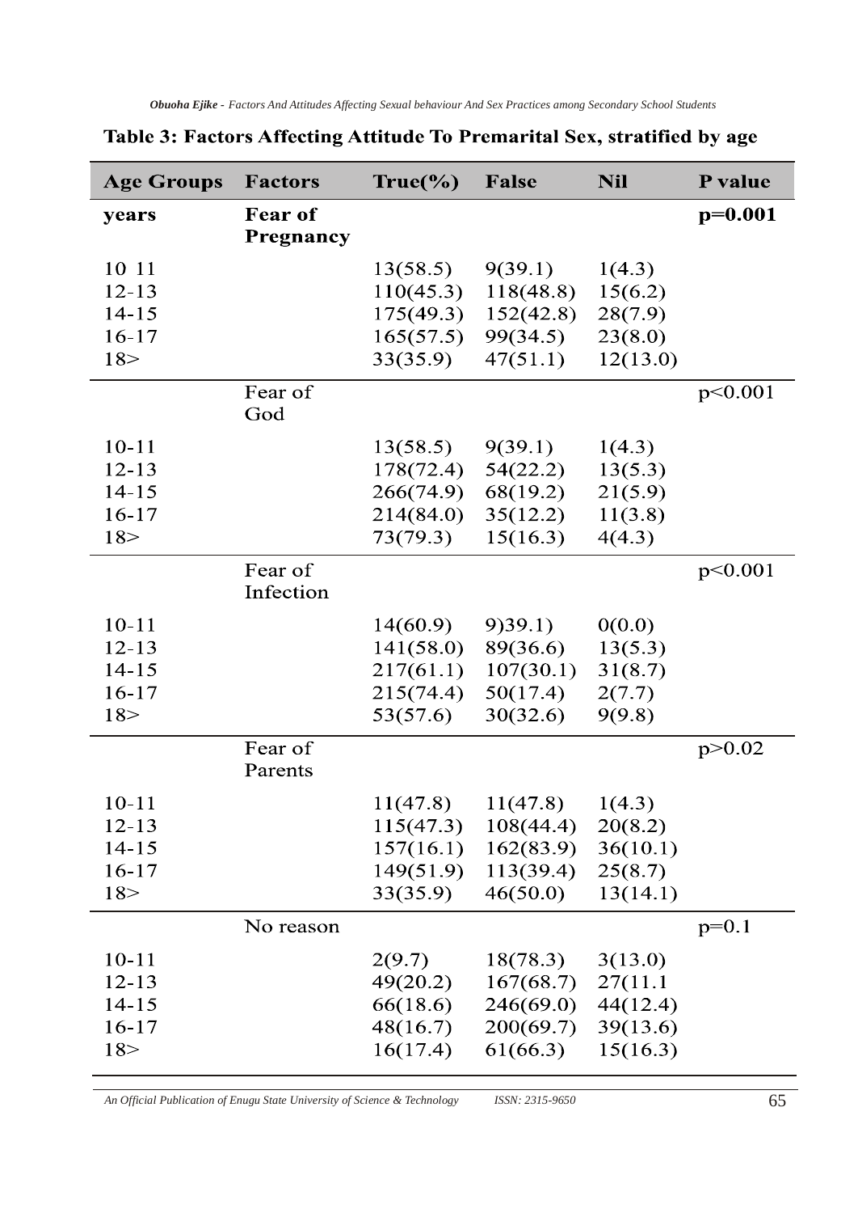**Table 3: Factors Affecting Attitude To Premarital Sex, stratified by age**

| Age Groups | Factors | True(%) | False | Nil | P value |
|---|---|---|---|---|---|
| **years** | **Fear of Pregnancy** | | | | **p=0.001** |
| 10 11 | | 13(58.5) | 9(39.1) | 1(4.3) | |
| 12-13 | | 110(45.3) | 118(48.8) | 15(6.2) | |
| 14-15 | | 175(49.3) | 152(42.8) | 28(7.9) | |
| 16-17 | | 165(57.5) | 99(34.5) | 23(8.0) | |
| 18> | | 33(35.9) | 47(51.1) | 12(13.0) | |
| | Fear of God | | | | p<0.001 |
| 10-11 | | 13(58.5) | 9(39.1) | 1(4.3) | |
| 12-13 | | 178(72.4) | 54(22.2) | 13(5.3) | |
| 14-15 | | 266(74.9) | 68(19.2) | 21(5.9) | |
| 16-17 | | 214(84.0) | 35(12.2) | 11(3.8) | |
| 18> | | 73(79.3) | 15(16.3) | 4(4.3) | |
| | Fear of Infection | | | | p<0.001 |
| 10-11 | | 14(60.9) | 9)39.1) | 0(0.0) | |
| 12-13 | | 141(58.0) | 89(36.6) | 13(5.3) | |
| 14-15 | | 217(61.1) | 107(30.1) | 31(8.7) | |
| 16-17 | | 215(74.4) | 50(17.4) | 2(7.7) | |
| 18> | | 53(57.6) | 30(32.6) | 9(9.8) | |
| | Fear of Parents | | | | p>0.02 |
| 10-11 | | 11(47.8) | 11(47.8) | 1(4.3) | |
| 12-13 | | 115(47.3) | 108(44.4) | 20(8.2) | |
| 14-15 | | 157(16.1) | 162(83.9) | 36(10.1) | |
| 16-17 | | 149(51.9) | 113(39.4) | 25(8.7) | |
| 18> | | 33(35.9) | 46(50.0) | 13(14.1) | |
| | No reason | | | | p=0.1 |
| 10-11 | | 2(9.7) | 18(78.3) | 3(13.0) | |
| 12-13 | | 49(20.2) | 167(68.7) | 27(11.1 | |
| 14-15 | | 66(18.6) | 246(69.0) | 44(12.4) | |
| 16-17 | | 48(16.7) | 200(69.7) | 39(13.6) | |
| 18> | | 16(17.4) | 61(66.3) | 15(16.3) | |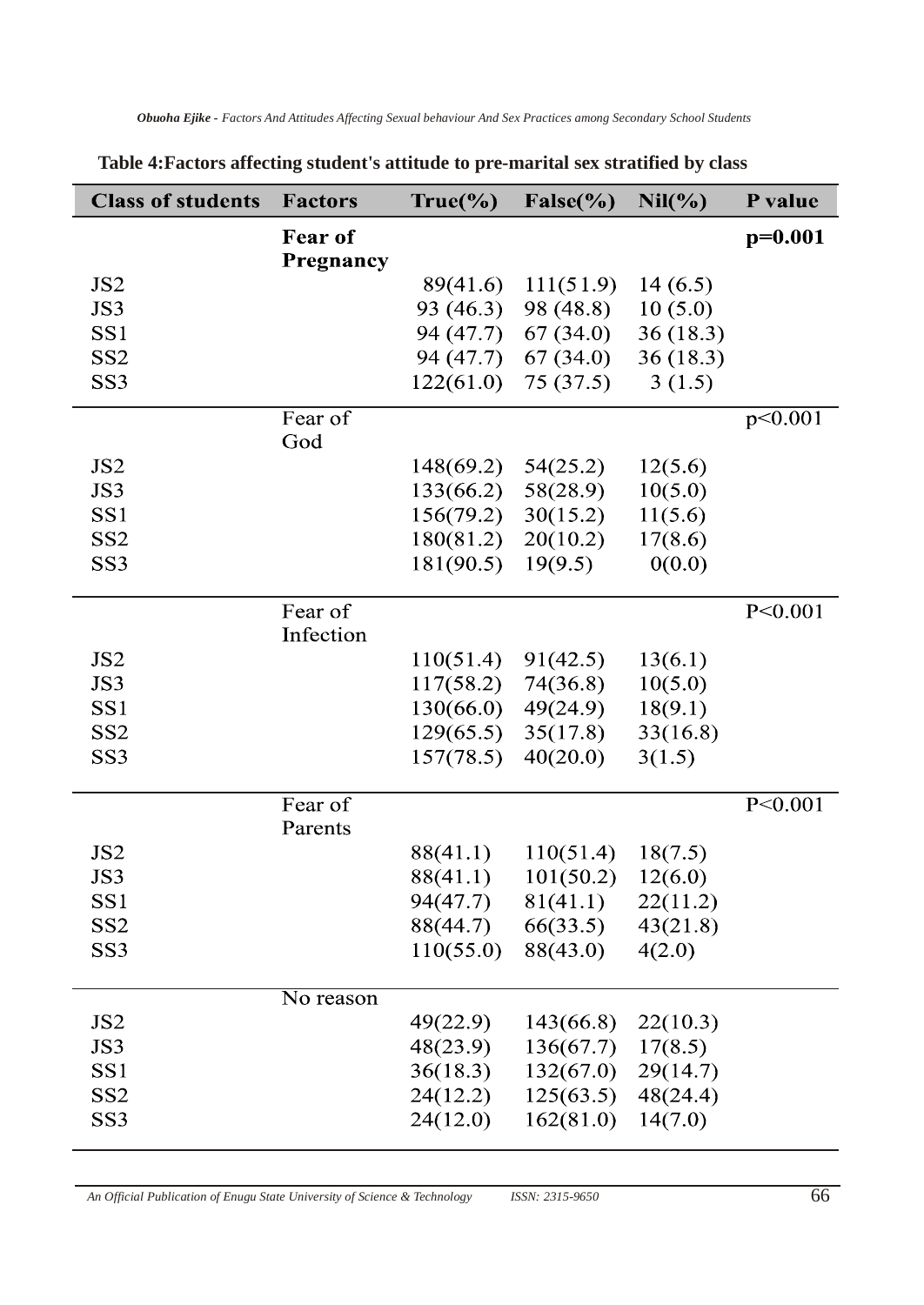**Table 4:Factors affecting student's attitude to pre-marital sex stratified by class**

| Class of students | Factors | True(%) | False(%) | Nil(%) | P value |
|---|---|---|---|---|---|
| | **Fear of Pregnancy** | | | | **p=0.001** |
| JS2 | | 89(41.6) | 111(51.9) | 14 (6.5) | |
| JS3 | | 93 (46.3) | 98 (48.8) | 10 (5.0) | |
| SS1 | | 94 (47.7) | 67 (34.0) | 36 (18.3) | |
| SS2 | | 94 (47.7) | 67 (34.0) | 36 (18.3) | |
| SS3 | | 122(61.0) | 75 (37.5) | 3 (1.5) | |
| | Fear of God | | | | p<0.001 |
| JS2 | | 148(69.2) | 54(25.2) | 12(5.6) | |
| JS3 | | 133(66.2) | 58(28.9) | 10(5.0) | |
| SS1 | | 156(79.2) | 30(15.2) | 11(5.6) | |
| SS2 | | 180(81.2) | 20(10.2) | 17(8.6) | |
| SS3 | | 181(90.5) | 19(9.5) | 0(0.0) | |
| | Fear of Infection | | | | P<0.001 |
| JS2 | | 110(51.4) | 91(42.5) | 13(6.1) | |
| JS3 | | 117(58.2) | 74(36.8) | 10(5.0) | |
| SS1 | | 130(66.0) | 49(24.9) | 18(9.1) | |
| SS2 | | 129(65.5) | 35(17.8) | 33(16.8) | |
| SS3 | | 157(78.5) | 40(20.0) | 3(1.5) | |
| | Fear of Parents | | | | P<0.001 |
| JS2 | | 88(41.1) | 110(51.4) | 18(7.5) | |
| JS3 | | 88(41.1) | 101(50.2) | 12(6.0) | |
| SS1 | | 94(47.7) | 81(41.1) | 22(11.2) | |
| SS2 | | 88(44.7) | 66(33.5) | 43(21.8) | |
| SS3 | | 110(55.0) | 88(43.0) | 4(2.0) | |
| | No reason | | | | |
| JS2 | | 49(22.9) | 143(66.8) | 22(10.3) | |
| JS3 | | 48(23.9) | 136(67.7) | 17(8.5) | |
| SS1 | | 36(18.3) | 132(67.0) | 29(14.7) | |
| SS2 | | 24(12.2) | 125(63.5) | 48(24.4) | |
| SS3 | | 24(12.0) | 162(81.0) | 14(7.0) | |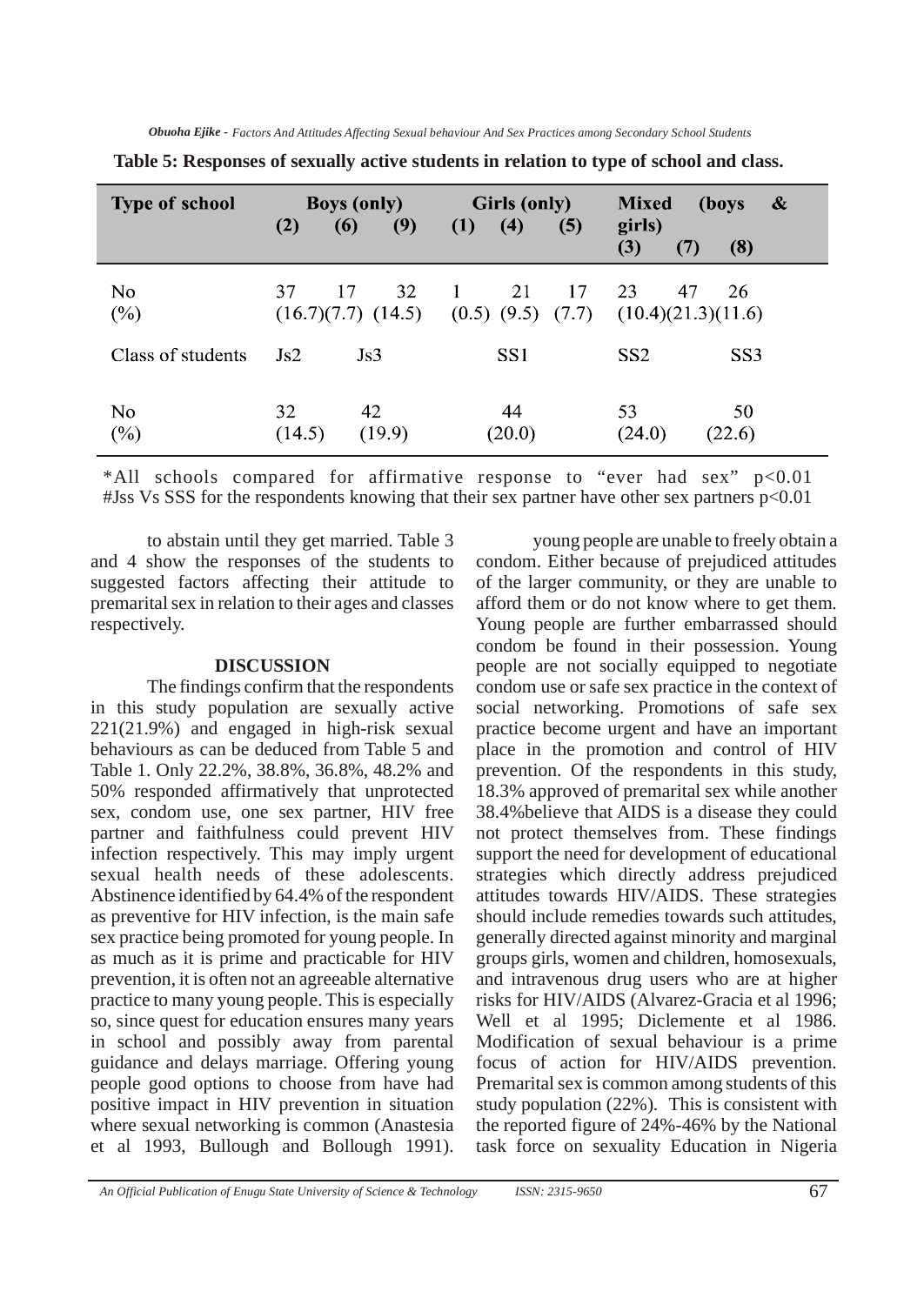**Table 5: Responses of sexually active students in relation to type of school and class.**

| Type of school | Boys (only) | | | Girls (only) | | | Mixed (boys & girls) | | |
|---|---|---|---|---|---|---|---|---|---|
| | (2) | (6) | (9) | (1) | (4) | (5) | (3) | (7) | (8) |
| No (%) | 37 (16.7) | 17 (7.7) | 32 (14.5) | 1 (0.5) | 21 (9.5) | 17 (7.7) | 23 (10.4) | 47 (21.3) | 26 (11.6) |
| Class of students | Js2 | Js3 | | SS1 | | | SS2 | | SS3 |
| No (%) | 32 (14.5) | 42 (19.9) | | 44 (20.0) | | | 53 (24.0) | | 50 (22.6) |

*All schools compared for affirmative response to "ever had sex" $p<0.01$
#Jss Vs SSS for the respondents knowing that their sex partner have other sex partners $p<0.01$

to abstain until they get married. Table 3 and 4 show the responses of the students to suggested factors affecting their attitude to premarital sex in relation to their ages and classes respectively.

**DISCUSSION**

The findings confirm that the respondents in this study population are sexually active 221(21.9%) and engaged in high-risk sexual behaviours as can be deduced from Table 5 and Table 1. Only 22.2%, 38.8%, 36.8%, 48.2% and 50% responded affirmatively that unprotected sex, condom use, one sex partner, HIV free partner and faithfulness could prevent HIV infection respectively. This may imply urgent sexual health needs of these adolescents. Abstinence identified by 64.4% of the respondent as preventive for HIV infection, is the main safe sex practice being promoted for young people. In as much as it is prime and practicable for HIV prevention, it is often not an agreeable alternative practice to many young people. This is especially so, since quest for education ensures many years in school and possibly away from parental guidance and delays marriage. Offering young people good options to choose from have had positive impact in HIV prevention in situation where sexual networking is common (Anastesia et al 1993, Bullough and Bollough 1991). young people are unable to freely obtain a condom. Either because of prejudiced attitudes of the larger community, or they are unable to afford them or do not know where to get them. Young people are further embarrassed should condom be found in their possession. Young people are not socially equipped to negotiate condom use or safe sex practice in the context of social networking. Promotions of safe sex practice become urgent and have an important place in the promotion and control of HIV prevention. Of the respondents in this study, 18.3% approved of premarital sex while another 38.4%believe that AIDS is a disease they could not protect themselves from. These findings support the need for development of educational strategies which directly address prejudiced attitudes towards HIV/AIDS. These strategies should include remedies towards such attitudes, generally directed against minority and marginal groups girls, women and children, homosexuals, and intravenous drug users who are at higher risks for HIV/AIDS (Alvarez-Gracia et al 1996; Well et al 1995; Diclemente et al 1986. Modification of sexual behaviour is a prime focus of action for HIV/AIDS prevention. Premarital sex is common among students of this study population (22%). This is consistent with the reported figure of 24%-46% by the National task force on sexuality Education in Nigeria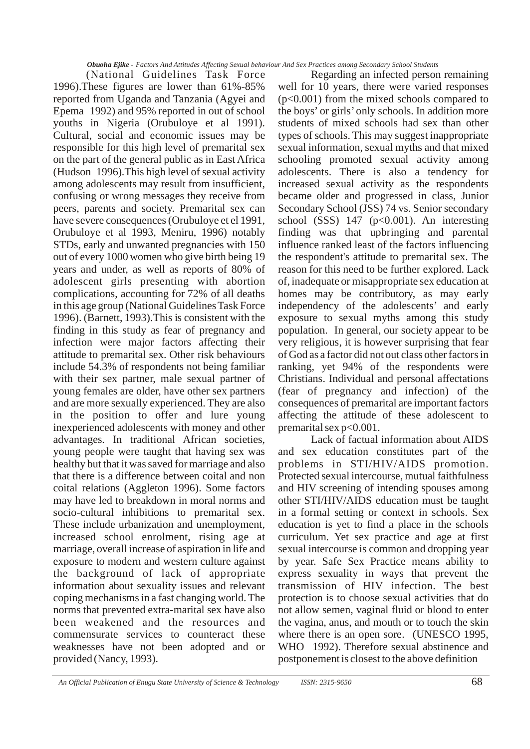(National Guidelines Task Force 1996).These figures are lower than 61%-85% reported from Uganda and Tanzania (Agyei and Epema 1992) and 95% reported in out of school youths in Nigeria (Orubuloye et al 1991). Cultural, social and economic issues may be responsible for this high level of premarital sex on the part of the general public as in East Africa (Hudson 1996).This high level of sexual activity among adolescents may result from insufficient, confusing or wrong messages they receive from peers, parents and society. Premarital sex can have severe consequences (Orubuloye et el 1991, Orubuloye et al 1993, Meniru, 1996) notably STDs, early and unwanted pregnancies with 150 out of every 1000 women who give birth being 19 years and under, as well as reports of 80% of adolescent girls presenting with abortion complications, accounting for 72% of all deaths in this age group (National Guidelines Task Force 1996). (Barnett, 1993).This is consistent with the finding in this study as fear of pregnancy and infection were major factors affecting their attitude to premarital sex. Other risk behaviours include 54.3% of respondents not being familiar with their sex partner, male sexual partner of young females are older, have other sex partners and are more sexually experienced. They are also in the position to offer and lure young inexperienced adolescents with money and other advantages. In traditional African societies, young people were taught that having sex was healthy but that it was saved for marriage and also that there is a difference between coital and non coital relations (Aggleton 1996). Some factors may have led to breakdown in moral norms and socio-cultural inhibitions to premarital sex. These include urbanization and unemployment, increased school enrolment, rising age at marriage, overall increase of aspiration in life and exposure to modern and western culture against the background of lack of appropriate information about sexuality issues and relevant coping mechanisms in a fast changing world. The norms that prevented extra-marital sex have also been weakened and the resources and commensurate services to counteract these weaknesses have not been adopted and or provided (Nancy, 1993).

Regarding an infected person remaining well for 10 years, there were varied responses ($p<0.001$) from the mixed schools compared to the boys' or girls' only schools. In addition more students of mixed schools had sex than other types of schools. This may suggest inappropriate sexual information, sexual myths and that mixed schooling promoted sexual activity among adolescents. There is also a tendency for increased sexual activity as the respondents became older and progressed in class, Junior Secondary School (JSS) 74 vs. Senior secondary school (SSS) 147 ($p<0.001$). An interesting finding was that upbringing and parental influence ranked least of the factors influencing the respondent's attitude to premarital sex. The reason for this need to be further explored. Lack of, inadequate or misappropriate sex education at homes may be contributory, as may early independency of the adolescents' and early exposure to sexual myths among this study population. In general, our society appear to be very religious, it is however surprising that fear of God as a factor did not out class other factors in ranking, yet 94% of the respondents were Christians. Individual and personal affectations (fear of pregnancy and infection) of the consequences of premarital are important factors affecting the attitude of these adolescent to premarital sex $p<0.001$.

Lack of factual information about AIDS and sex education constitutes part of the problems in STI/HIV/AIDS promotion. Protected sexual intercourse, mutual faithfulness and HIV screening of intending spouses among other STI/HIV/AIDS education must be taught in a formal setting or context in schools. Sex education is yet to find a place in the schools curriculum. Yet sex practice and age at first sexual intercourse is common and dropping year by year. Safe Sex Practice means ability to express sexuality in ways that prevent the transmission of HIV infection. The best protection is to choose sexual activities that do not allow semen, vaginal fluid or blood to enter the vagina, anus, and mouth or to touch the skin where there is an open sore. (UNESCO 1995, WHO 1992). Therefore sexual abstinence and postponement is closest to the above definition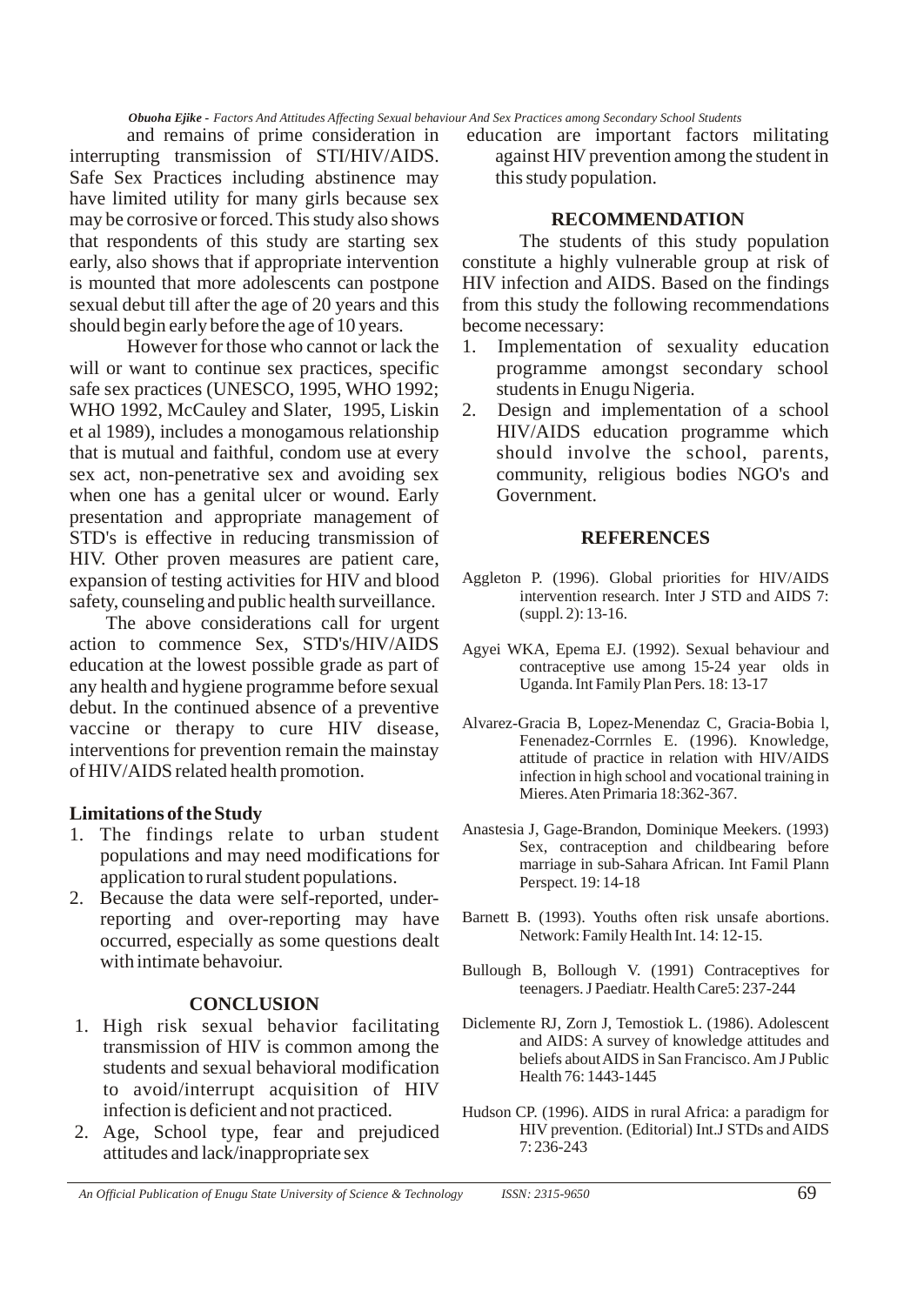and remains of prime consideration in interrupting transmission of STI/HIV/AIDS. Safe Sex Practices including abstinence may have limited utility for many girls because sex may be corrosive or forced. This study also shows that respondents of this study are starting sex early, also shows that if appropriate intervention is mounted that more adolescents can postpone sexual debut till after the age of 20 years and this should begin early before the age of 10 years.

However for those who cannot or lack the will or want to continue sex practices, specific safe sex practices (UNESCO, 1995, WHO 1992; WHO 1992, McCauley and Slater, 1995, Liskin et al 1989), includes a monogamous relationship that is mutual and faithful, condom use at every sex act, non-penetrative sex and avoiding sex when one has a genital ulcer or wound. Early presentation and appropriate management of STD's is effective in reducing transmission of HIV. Other proven measures are patient care, expansion of testing activities for HIV and blood safety, counseling and public health surveillance.

The above considerations call for urgent action to commence Sex, STD's/HIV/AIDS education at the lowest possible grade as part of any health and hygiene programme before sexual debut. In the continued absence of a preventive vaccine or therapy to cure HIV disease, interventions for prevention remain the mainstay of HIV/AIDS related health promotion.

**Limitations of the Study**

1. The findings relate to urban student populations and may need modifications for application to rural student populations.
2. Because the data were self-reported, under-reporting and over-reporting may have occurred, especially as some questions dealt with intimate behavoiur.

## CONCLUSION

1. High risk sexual behavior facilitating transmission of HIV is common among the students and sexual behavioral modification to avoid/interrupt acquisition of HIV infection is deficient and not practiced.
2. Age, School type, fear and prejudiced attitudes and lack/inappropriate sex education are important factors militating against HIV prevention among the student in this study population.

## RECOMMENDATION

The students of this study population constitute a highly vulnerable group at risk of HIV infection and AIDS. Based on the findings from this study the following recommendations become necessary:

1. Implementation of sexuality education programme amongst secondary school students in Enugu Nigeria.
2. Design and implementation of a school HIV/AIDS education programme which should involve the school, parents, community, religious bodies NGO's and Government.

## REFERENCES

Aggleton P. (1996). Global priorities for HIV/AIDS intervention research. Inter J STD and AIDS 7: (suppl. 2): 13-16.

Agyei WKA, Epema EJ. (1992). Sexual behaviour and contraceptive use among 15-24 year olds in Uganda. Int Family Plan Pers. 18: 13-17

Alvarez-Gracia B, Lopez-Menendaz C, Gracia-Bobia l, Fenenadez-Corrnles E. (1996). Knowledge, attitude of practice in relation with HIV/AIDS infection in high school and vocational training in Mieres. Aten Primaria 18:362-367.

Anastesia J, Gage-Brandon, Dominique Meekers. (1993) Sex, contraception and childbearing before marriage in sub-Sahara African. Int Famil Plann Perspect. 19: 14-18

Barnett B. (1993). Youths often risk unsafe abortions. Network: Family Health Int. 14: 12-15.

Bullough B, Bollough V. (1991) Contraceptives for teenagers. J Paediatr. Health Care5: 237-244

Diclemente RJ, Zorn J, Temostiok L. (1986). Adolescent and AIDS: A survey of knowledge attitudes and beliefs about AIDS in San Francisco. Am J Public Health 76: 1443-1445

Hudson CP. (1996). AIDS in rural Africa: a paradigm for HIV prevention. (Editorial) Int.J STDs and AIDS 7: 236-243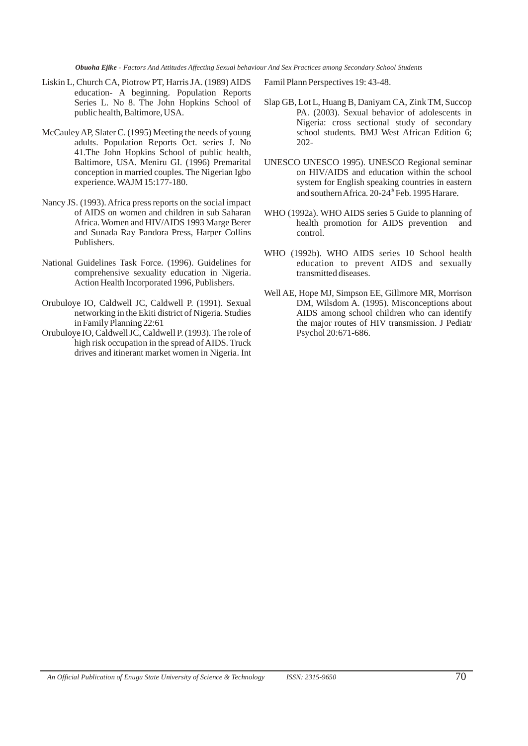Liskin L, Church CA, Piotrow PT, Harris JA. (1989) AIDS education- A beginning. Population Reports Series L. No 8. The John Hopkins School of public health, Baltimore, USA.

McCauley AP, Slater C. (1995) Meeting the needs of young adults. Population Reports Oct. series J. No 41.The John Hopkins School of public health, Baltimore, USA. Meniru GI. (1996) Premarital conception in married couples. The Nigerian Igbo experience. WAJM 15:177-180.

Nancy JS. (1993). Africa press reports on the social impact of AIDS on women and children in sub Saharan Africa. Women and HIV/AIDS 1993 Marge Berer and Sunada Ray Pandora Press, Harper Collins Publishers.

National Guidelines Task Force. (1996). Guidelines for comprehensive sexuality education in Nigeria. Action Health Incorporated 1996, Publishers.

Orubuloye IO, Caldwell JC, Caldwell P. (1991). Sexual networking in the Ekiti district of Nigeria. Studies in Family Planning 22:61

Orubuloye IO, Caldwell JC, Caldwell P. (1993). The role of high risk occupation in the spread of AIDS. Truck drives and itinerant market women in Nigeria. Int Famil Plann Perspectives 19: 43-48.

Slap GB, Lot L, Huang B, Daniyam CA, Zink TM, Succop PA. (2003). Sexual behavior of adolescents in Nigeria: cross sectional study of secondary school students. BMJ West African Edition 6; 202-

UNESCO UNESCO 1995). UNESCO Regional seminar on HIV/AIDS and education within the school system for English speaking countries in eastern and southern Africa. 20-24th Feb. 1995 Harare.

WHO (1992a). WHO AIDS series 5 Guide to planning of health promotion for AIDS prevention and control.

WHO (1992b). WHO AIDS series 10 School health education to prevent AIDS and sexually transmitted diseases.

Well AE, Hope MJ, Simpson EE, Gillmore MR, Morrison DM, Wilsdom A. (1995). Misconceptions about AIDS among school children who can identify the major routes of HIV transmission. J Pediatr Psychol 20:671-686.